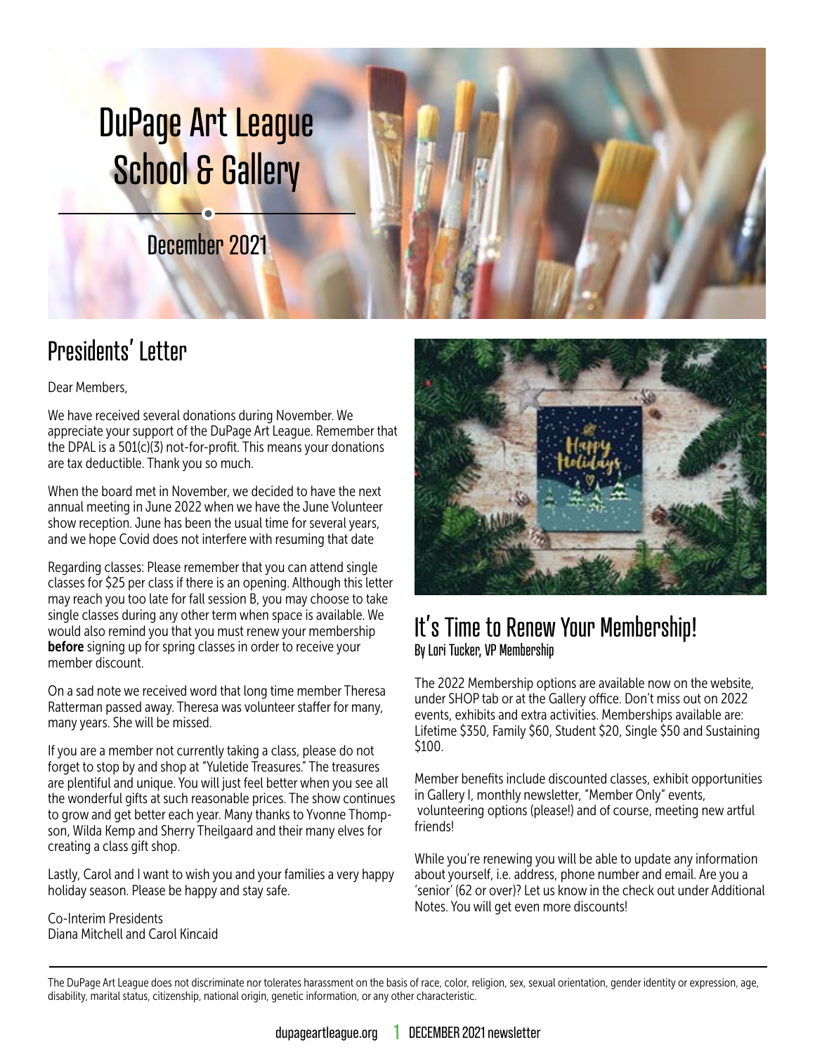# DuPage Art League School & Gallery

December 2021

## Presidents' Letter

Dear Members,

We have received several donations during November. We appreciate your support of the DuPage Art League. Remember that the DPAL is a 501(c)(3) not-for-profit. This means your donations are tax deductible. Thank you so much.

When the board met in November, we decided to have the next annual meeting in June 2022 when we have the June Volunteer show reception. June has been the usual time for several years, and we hope Covid does not interfere with resuming that date

Regarding classes: Please remember that you can attend single classes for $25 per class if there is an opening. Although this letter may reach you too late for fall session B, you may choose to take single classes during any other term when space is available. We would also remind you that you must renew your membership **before** signing up for spring classes in order to receive your member discount.

On a sad note we received word that long time member Theresa Ratterman passed away. Theresa was volunteer staffer for many, many years. She will be missed.

If you are a member not currently taking a class, please do not forget to stop by and shop at "Yuletide Treasures." The treasures are plentiful and unique. You will just feel better when you see all the wonderful gifts at such reasonable prices. The show continues to grow and get better each year. Many thanks to Yvonne Thompson, Wilda Kemp and Sherry Theilgaard and their many elves for creating a class gift shop.

Lastly, Carol and I want to wish you and your families a very happy holiday season. Please be happy and stay safe.

Co-Interim Presidents
Diana Mitchell and Carol Kincaid

## It's Time to Renew Your Membership!

By Lori Tucker, VP Membership

The 2022 Membership options are available now on the website, under SHOP tab or at the Gallery office. Don't miss out on 2022 events, exhibits and extra activities. Memberships available are: Lifetime $350, Family $60, Student $20, Single $50 and Sustaining $100.

Member benefits include discounted classes, exhibit opportunities in Gallery I, monthly newsletter, "Member Only" events, volunteering options (please!) and of course, meeting new artful friends!

While you're renewing you will be able to update any information about yourself, i.e. address, phone number and email. Are you a 'senior' (62 or over)? Let us know in the check out under Additional Notes. You will get even more discounts!

The DuPage Art League does not discriminate nor tolerates harassment on the basis of race, color, religion, sex, sexual orientation, gender identity or expression, age, disability, marital status, citizenship, national origin, genetic information, or any other characteristic.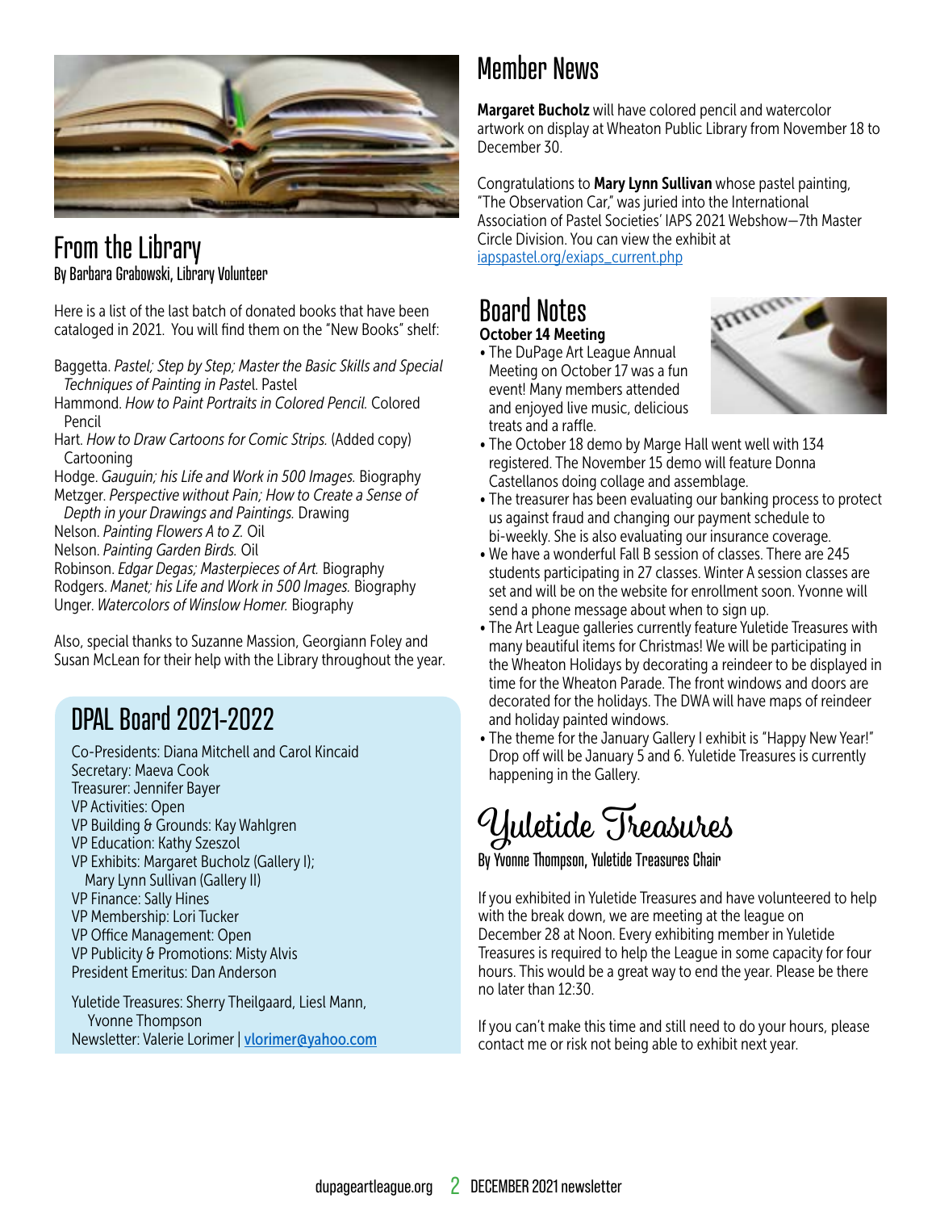## From the Library

By Barbara Grabowski, Library Volunteer

Here is a list of the last batch of donated books that have been cataloged in 2021. You will find them on the "New Books" shelf:

Baggetta. *Pastel; Step by Step; Master the Basic Skills and Special Techniques of Painting in Pastel*. Pastel
Hammond. *How to Paint Portraits in Colored Pencil.* Colored Pencil
Hart. *How to Draw Cartoons for Comic Strips.* (Added copy) Cartooning
Hodge. *Gauguin; his Life and Work in 500 Images.* Biography
Metzger. *Perspective without Pain; How to Create a Sense of Depth in your Drawings and Paintings.* Drawing
Nelson. *Painting Flowers A to Z.* Oil
Nelson. *Painting Garden Birds.* Oil
Robinson. *Edgar Degas; Masterpieces of Art.* Biography
Rodgers. *Manet; his Life and Work in 500 Images.* Biography
Unger. *Watercolors of Winslow Homer.* Biography

Also, special thanks to Suzanne Massion, Georgiann Foley and Susan McLean for their help with the Library throughout the year.

## DPAL Board 2021-2022

Co-Presidents: Diana Mitchell and Carol Kincaid
Secretary: Maeva Cook
Treasurer: Jennifer Bayer
VP Activities: Open
VP Building & Grounds: Kay Wahlgren
VP Education: Kathy Seszol
VP Exhibits: Margaret Bucholz (Gallery I); Mary Lynn Sullivan (Gallery II)
VP Finance: Sally Hines
VP Membership: Lori Tucker
VP Office Management: Open
VP Publicity & Promotions: Misty Alvis
President Emeritus: Dan Anderson

Yuletide Treasures: Sherry Theilgaard, Liesl Mann, Yvonne Thompson
Newsletter: Valerie Lorimer | vlorimer@yahoo.com

## Member News

**Margaret Bucholz** will have colored pencil and watercolor artwork on display at Wheaton Public Library from November 18 to December 30.

Congratulations to **Mary Lynn Sullivan** whose pastel painting, "The Observation Car," was juried into the International Association of Pastel Societies' IAPS 2021 Webshow—7th Master Circle Division. You can view the exhibit at iapspastel.org/exiaps_current.php

## Board Notes

**October 14 Meeting**

- The DuPage Art League Annual Meeting on October 17 was a fun event! Many members attended and enjoyed live music, delicious treats and a raffle.
- The October 18 demo by Marge Hall went well with 134 registered. The November 15 demo will feature Donna Castellanos doing collage and assemblage.
- The treasurer has been evaluating our banking process to protect us against fraud and changing our payment schedule to bi-weekly. She is also evaluating our insurance coverage.
- We have a wonderful Fall B session of classes. There are 245 students participating in 27 classes. Winter A session classes are set and will be on the website for enrollment soon. Yvonne will send a phone message about when to sign up.
- The Art League galleries currently feature Yuletide Treasures with many beautiful items for Christmas! We will be participating in the Wheaton Holidays by decorating a reindeer to be displayed in time for the Wheaton Parade. The front windows and doors are decorated for the holidays. The DWA will have maps of reindeer and holiday painted windows.
- The theme for the January Gallery I exhibit is "Happy New Year!" Drop off will be January 5 and 6. Yuletide Treasures is currently happening in the Gallery.

## Yuletide Treasures

By Yvonne Thompson, Yuletide Treasures Chair

If you exhibited in Yuletide Treasures and have volunteered to help with the break down, we are meeting at the league on December 28 at Noon. Every exhibiting member in Yuletide Treasures is required to help the League in some capacity for four hours. This would be a great way to end the year. Please be there no later than 12:30.

If you can't make this time and still need to do your hours, please contact me or risk not being able to exhibit next year.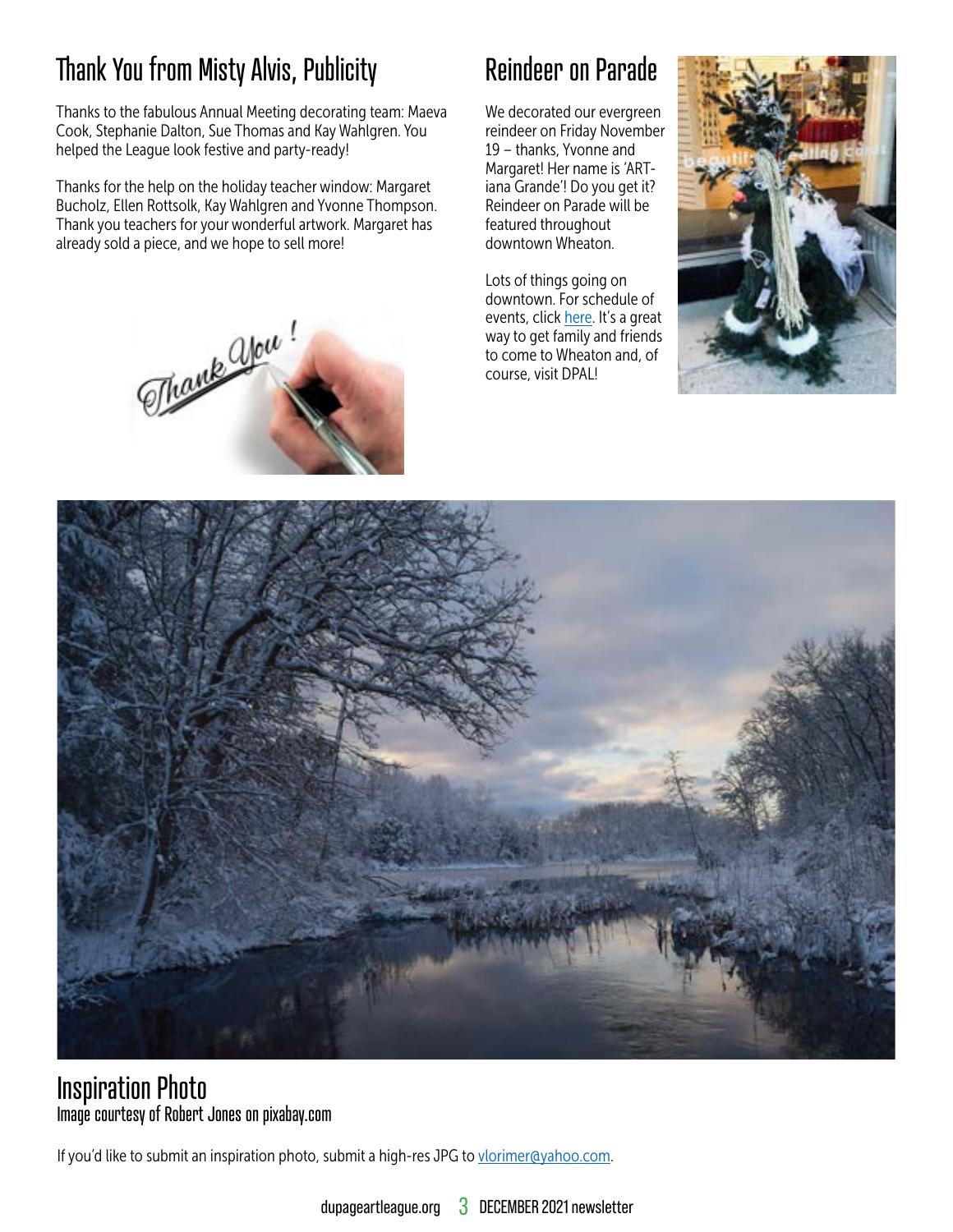## Thank You from Misty Alvis, Publicity

Thanks to the fabulous Annual Meeting decorating team: Maeva Cook, Stephanie Dalton, Sue Thomas and Kay Wahlgren. You helped the League look festive and party-ready!

Thanks for the help on the holiday teacher window: Margaret Bucholz, Ellen Rottsolk, Kay Wahlgren and Yvonne Thompson. Thank you teachers for your wonderful artwork. Margaret has already sold a piece, and we hope to sell more!

## Reindeer on Parade

We decorated our evergreen reindeer on Friday November 19 – thanks, Yvonne and Margaret! Her name is 'ART-iana Grande'! Do you get it? Reindeer on Parade will be featured throughout downtown Wheaton.

Lots of things going on downtown. For schedule of events, click here. It's a great way to get family and friends to come to Wheaton and, of course, visit DPAL!

## Inspiration Photo

Image courtesy of Robert Jones on pixabay.com

If you'd like to submit an inspiration photo, submit a high-res JPG to vlorimer@yahoo.com.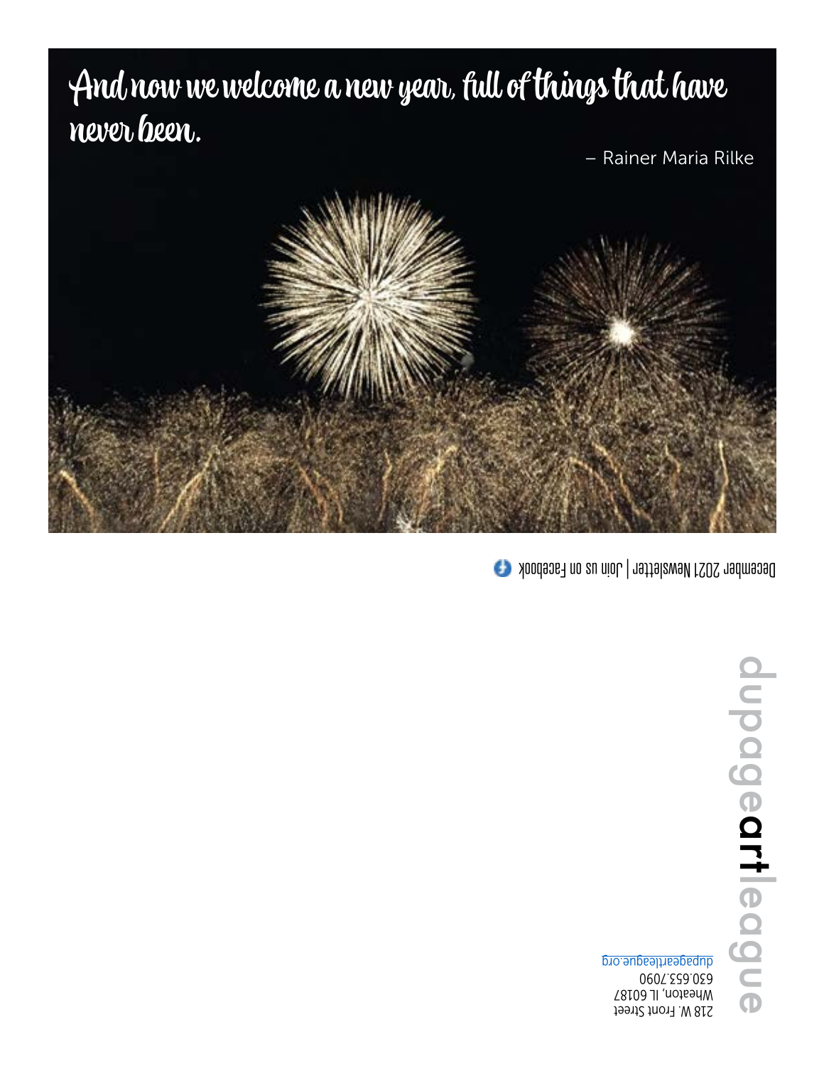And now we welcome a new year, full of things that have never been.

– Rainer Maria Rilke

December 2021 Newsletter | Join us on Facebook

dupageartleague

218 W. Front Street
Wheaton, IL 60187
630.653.7090
dupageartleague.org